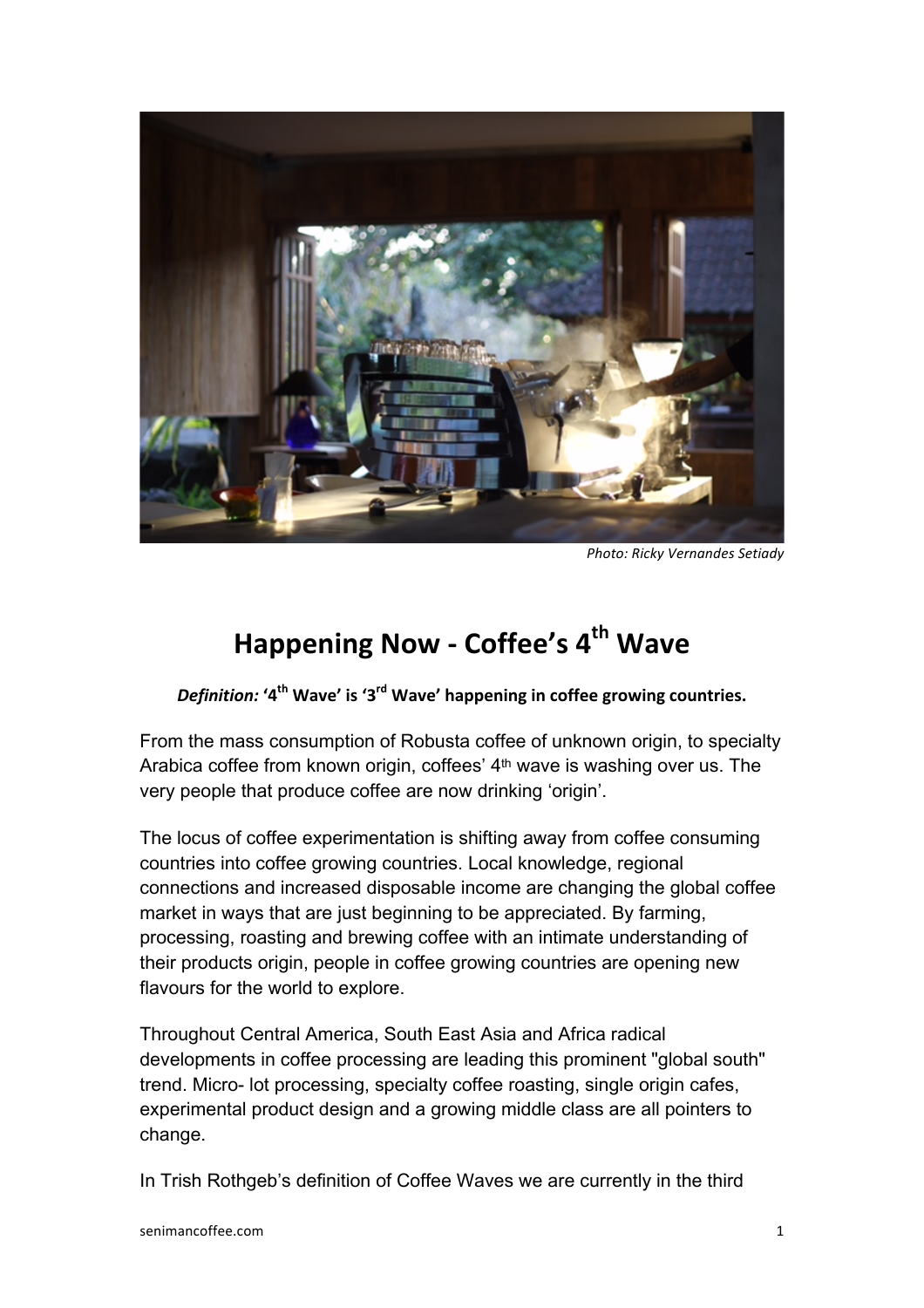Photo: Ricky Vernandes Setiady

# Happening Now - Coffee's 4th Wave

***Definition:*** **'4th Wave' is '3rd Wave' happening in coffee growing countries.**

From the mass consumption of Robusta coffee of unknown origin, to specialty Arabica coffee from known origin, coffees' 4th wave is washing over us. The very people that produce coffee are now drinking 'origin'.

The locus of coffee experimentation is shifting away from coffee consuming countries into coffee growing countries. Local knowledge, regional connections and increased disposable income are changing the global coffee market in ways that are just beginning to be appreciated. By farming, processing, roasting and brewing coffee with an intimate understanding of their products origin, people in coffee growing countries are opening new flavours for the world to explore.

Throughout Central America, South East Asia and Africa radical developments in coffee processing are leading this prominent "global south" trend. Micro- lot processing, specialty coffee roasting, single origin cafes, experimental product design and a growing middle class are all pointers to change.

In Trish Rothgeb's definition of Coffee Waves we are currently in the third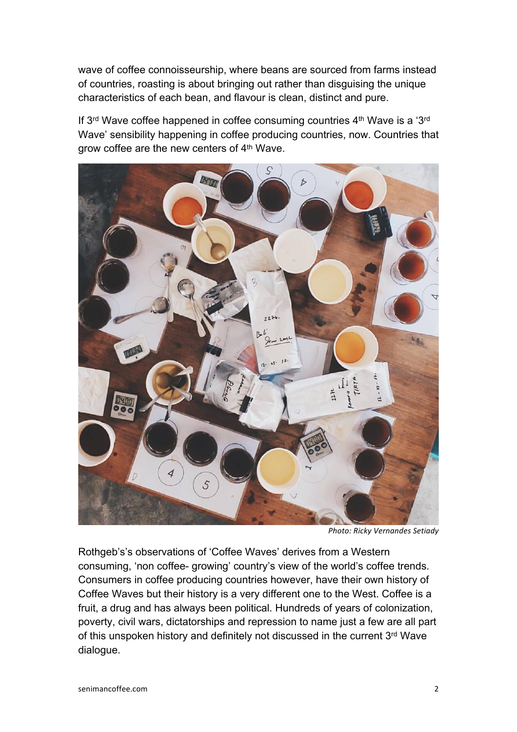wave of coffee connoisseurship, where beans are sourced from farms instead of countries, roasting is about bringing out rather than disguising the unique characteristics of each bean, and flavour is clean, distinct and pure.

If 3rd Wave coffee happened in coffee consuming countries 4th Wave is a '3rd Wave' sensibility happening in coffee producing countries, now. Countries that grow coffee are the new centers of 4th Wave.

*Photo: Ricky Vernandes Setiady*

Rothgeb's's observations of 'Coffee Waves' derives from a Western consuming, 'non coffee- growing' country's view of the world's coffee trends. Consumers in coffee producing countries however, have their own history of Coffee Waves but their history is a very different one to the West. Coffee is a fruit, a drug and has always been political. Hundreds of years of colonization, poverty, civil wars, dictatorships and repression to name just a few are all part of this unspoken history and definitely not discussed in the current 3rd Wave dialogue.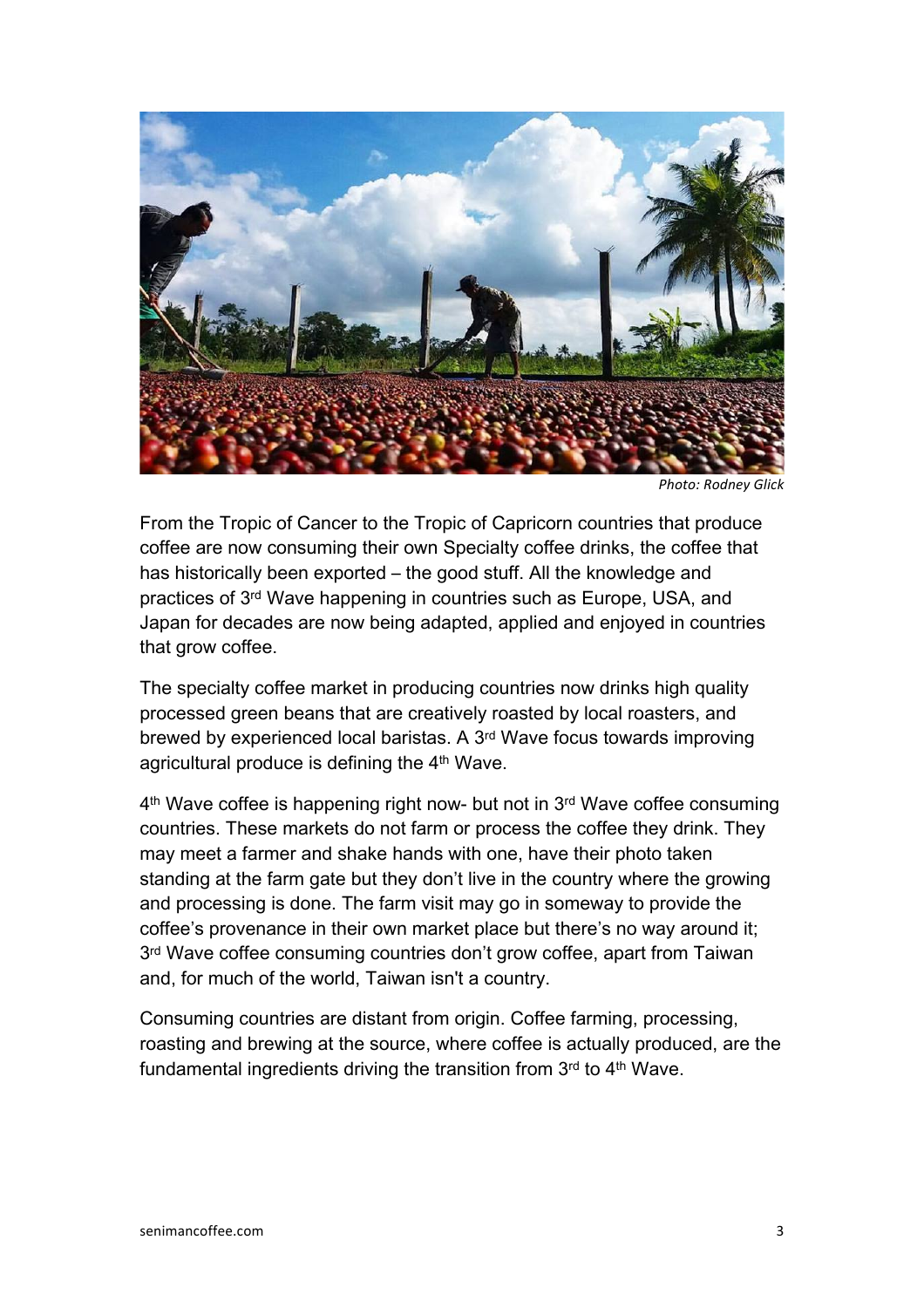*Photo: Rodney Glick*

From the Tropic of Cancer to the Tropic of Capricorn countries that produce coffee are now consuming their own Specialty coffee drinks, the coffee that has historically been exported – the good stuff. All the knowledge and practices of 3rd Wave happening in countries such as Europe, USA, and Japan for decades are now being adapted, applied and enjoyed in countries that grow coffee.

The specialty coffee market in producing countries now drinks high quality processed green beans that are creatively roasted by local roasters, and brewed by experienced local baristas. A 3rd Wave focus towards improving agricultural produce is defining the 4th Wave.

4th Wave coffee is happening right now- but not in 3rd Wave coffee consuming countries. These markets do not farm or process the coffee they drink. They may meet a farmer and shake hands with one, have their photo taken standing at the farm gate but they don't live in the country where the growing and processing is done. The farm visit may go in someway to provide the coffee's provenance in their own market place but there's no way around it; 3rd Wave coffee consuming countries don't grow coffee, apart from Taiwan and, for much of the world, Taiwan isn't a country.

Consuming countries are distant from origin. Coffee farming, processing, roasting and brewing at the source, where coffee is actually produced, are the fundamental ingredients driving the transition from 3rd to 4th Wave.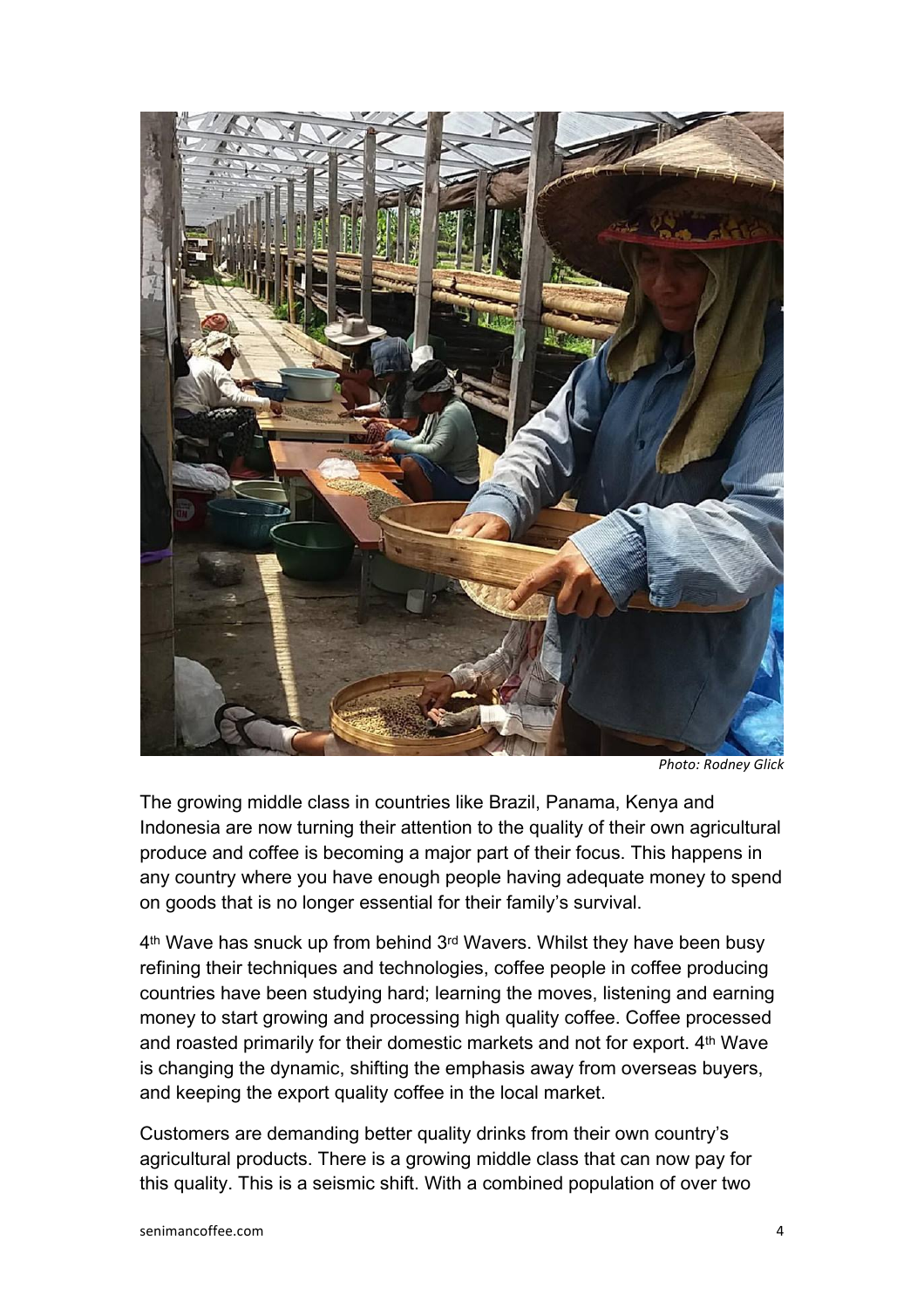Photo: Rodney Glick

The growing middle class in countries like Brazil, Panama, Kenya and Indonesia are now turning their attention to the quality of their own agricultural produce and coffee is becoming a major part of their focus. This happens in any country where you have enough people having adequate money to spend on goods that is no longer essential for their family's survival.

4th Wave has snuck up from behind 3rd Wavers. Whilst they have been busy refining their techniques and technologies, coffee people in coffee producing countries have been studying hard; learning the moves, listening and earning money to start growing and processing high quality coffee. Coffee processed and roasted primarily for their domestic markets and not for export. 4th Wave is changing the dynamic, shifting the emphasis away from overseas buyers, and keeping the export quality coffee in the local market.

Customers are demanding better quality drinks from their own country's agricultural products. There is a growing middle class that can now pay for this quality. This is a seismic shift. With a combined population of over two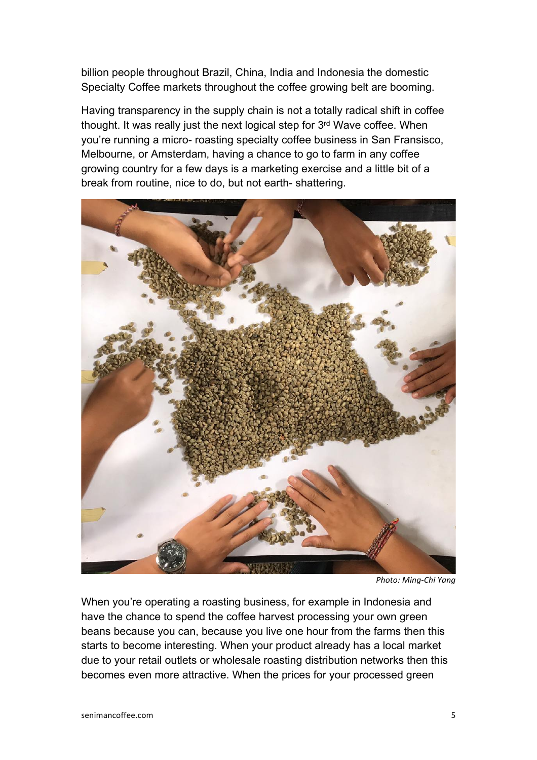billion people throughout Brazil, China, India and Indonesia the domestic Specialty Coffee markets throughout the coffee growing belt are booming.

Having transparency in the supply chain is not a totally radical shift in coffee thought. It was really just the next logical step for 3rd Wave coffee. When you're running a micro- roasting specialty coffee business in San Fransisco, Melbourne, or Amsterdam, having a chance to go to farm in any coffee growing country for a few days is a marketing exercise and a little bit of a break from routine, nice to do, but not earth- shattering.

*Photo: Ming-Chi Yang*

When you're operating a roasting business, for example in Indonesia and have the chance to spend the coffee harvest processing your own green beans because you can, because you live one hour from the farms then this starts to become interesting. When your product already has a local market due to your retail outlets or wholesale roasting distribution networks then this becomes even more attractive. When the prices for your processed green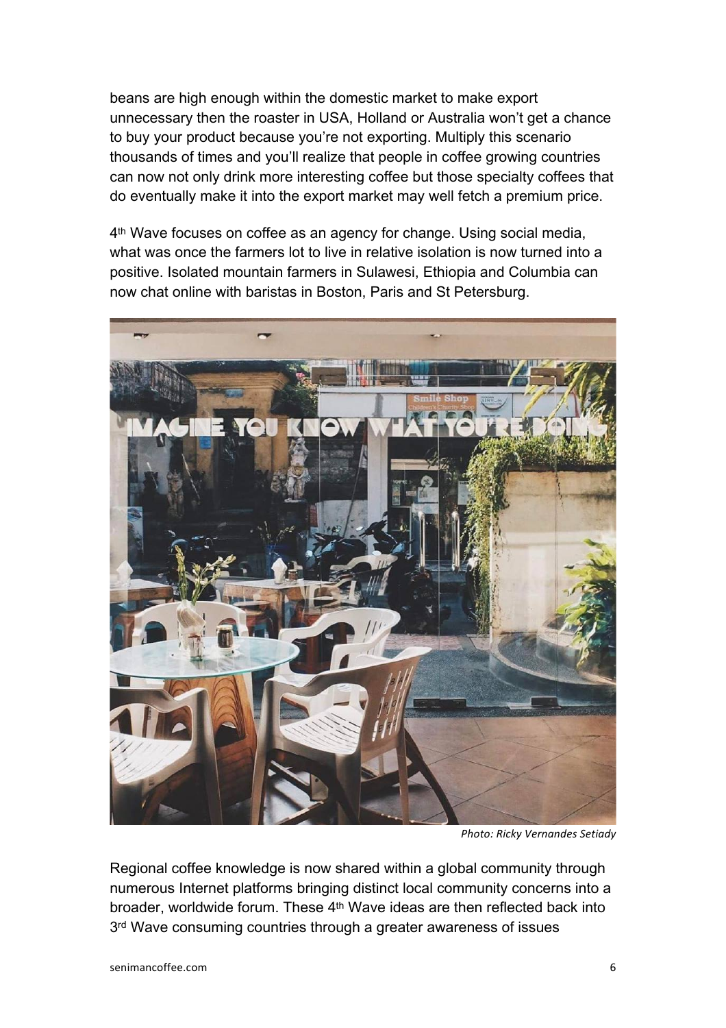beans are high enough within the domestic market to make export unnecessary then the roaster in USA, Holland or Australia won't get a chance to buy your product because you're not exporting. Multiply this scenario thousands of times and you'll realize that people in coffee growing countries can now not only drink more interesting coffee but those specialty coffees that do eventually make it into the export market may well fetch a premium price.

4th Wave focuses on coffee as an agency for change. Using social media, what was once the farmers lot to live in relative isolation is now turned into a positive. Isolated mountain farmers in Sulawesi, Ethiopia and Columbia can now chat online with baristas in Boston, Paris and St Petersburg.

*Photo: Ricky Vernandes Setiady*

Regional coffee knowledge is now shared within a global community through numerous Internet platforms bringing distinct local community concerns into a broader, worldwide forum. These 4th Wave ideas are then reflected back into 3rd Wave consuming countries through a greater awareness of issues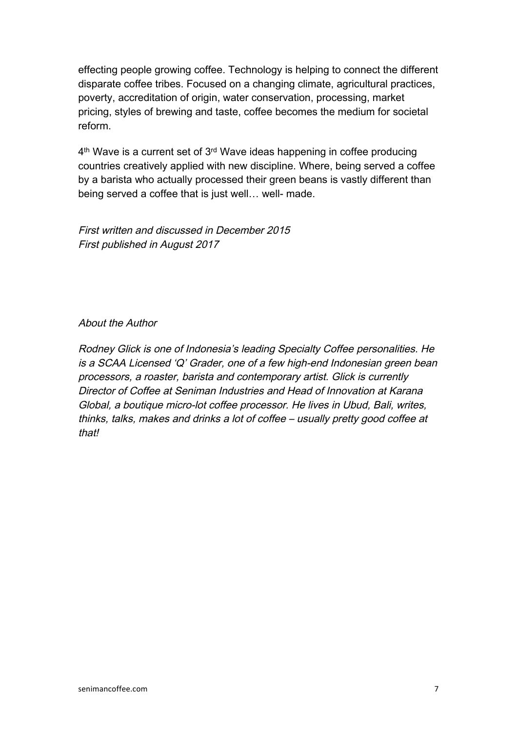effecting people growing coffee. Technology is helping to connect the different disparate coffee tribes. Focused on a changing climate, agricultural practices, poverty, accreditation of origin, water conservation, processing, market pricing, styles of brewing and taste, coffee becomes the medium for societal reform.

4th Wave is a current set of 3rd Wave ideas happening in coffee producing countries creatively applied with new discipline. Where, being served a coffee by a barista who actually processed their green beans is vastly different than being served a coffee that is just well… well- made.

*First written and discussed in December 2015*
*First published in August 2017*

*About the Author*

*Rodney Glick is one of Indonesia's leading Specialty Coffee personalities. He is a SCAA Licensed 'Q' Grader, one of a few high-end Indonesian green bean processors, a roaster, barista and contemporary artist. Glick is currently Director of Coffee at Seniman Industries and Head of Innovation at Karana Global, a boutique micro-lot coffee processor. He lives in Ubud, Bali, writes, thinks, talks, makes and drinks a lot of coffee – usually pretty good coffee at that!*